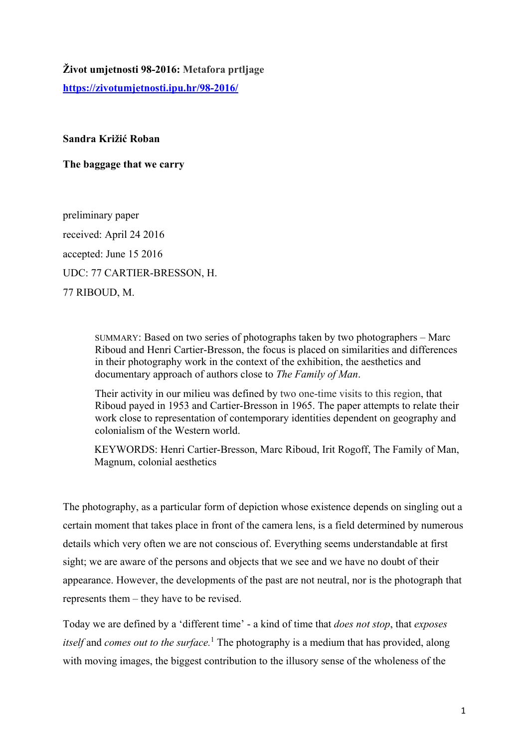**Život umjetnosti 98-2016: Metafora prtljage**

**https://zivotumjetnosti.ipu.hr/98-2016/**

**Sandra Križić Roban**

**The baggage that we carry**

preliminary paper

received: April 24 2016

accepted: June 15 2016

UDC: 77 CARTIER-BRESSON, H.

77 RIBOUD, M.

> SUMMARY: Based on two series of photographs taken by two photographers – Marc Riboud and Henri Cartier-Bresson, the focus is placed on similarities and differences in their photography work in the context of the exhibition, the aesthetics and documentary approach of authors close to *The Family of Man*.
>
> Their activity in our milieu was defined by two one-time visits to this region, that Riboud payed in 1953 and Cartier-Bresson in 1965. The paper attempts to relate their work close to representation of contemporary identities dependent on geography and colonialism of the Western world.
>
> KEYWORDS: Henri Cartier-Bresson, Marc Riboud, Irit Rogoff, The Family of Man, Magnum, colonial aesthetics

The photography, as a particular form of depiction whose existence depends on singling out a certain moment that takes place in front of the camera lens, is a field determined by numerous details which very often we are not conscious of. Everything seems understandable at first sight; we are aware of the persons and objects that we see and we have no doubt of their appearance. However, the developments of the past are not neutral, nor is the photograph that represents them – they have to be revised.

Today we are defined by a 'different time' - a kind of time that *does not stop*, that *exposes itself* and *comes out to the surface.*[1] The photography is a medium that has provided, along with moving images, the biggest contribution to the illusory sense of the wholeness of the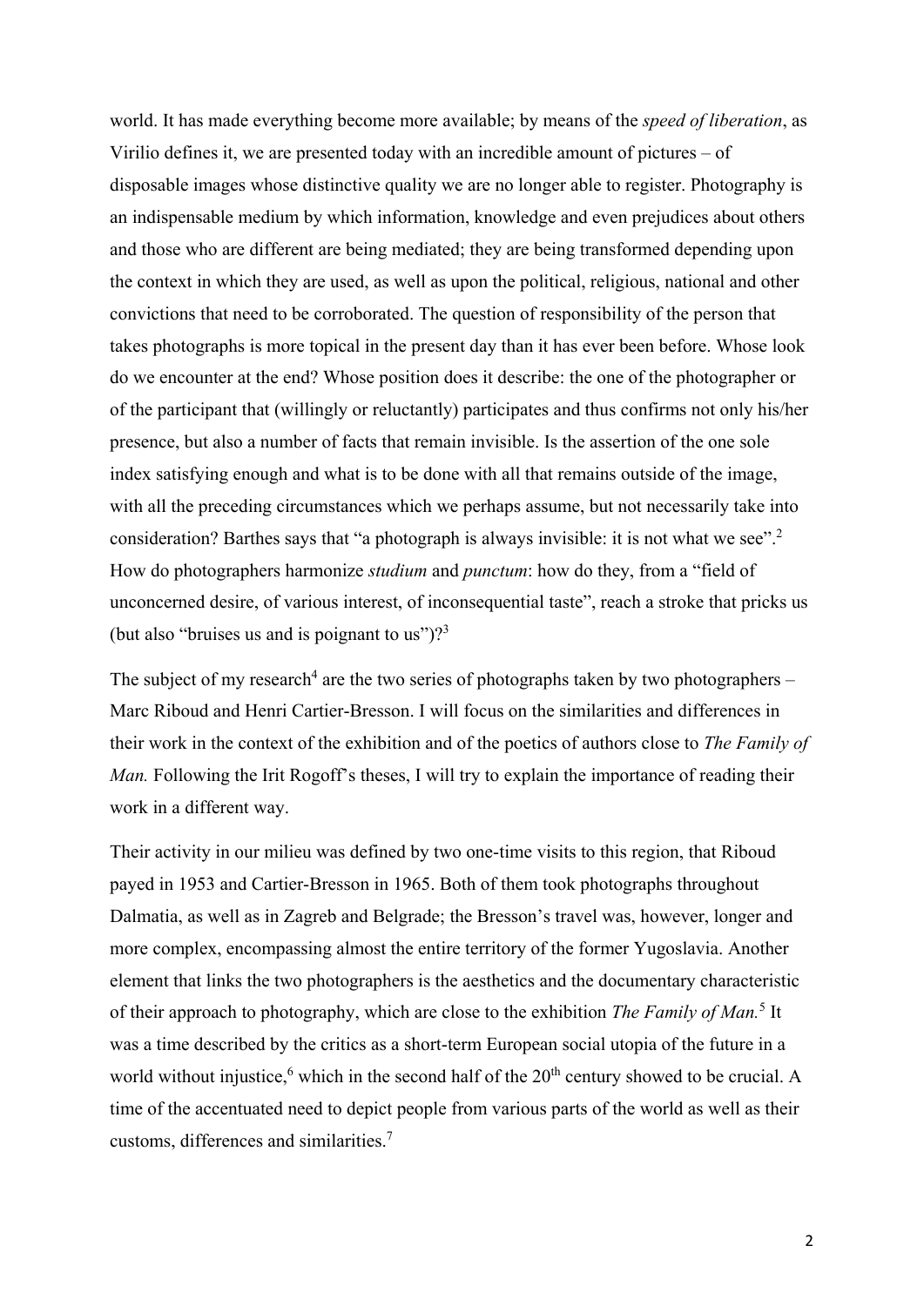world. It has made everything become more available; by means of the *speed of liberation*, as Virilio defines it, we are presented today with an incredible amount of pictures – of disposable images whose distinctive quality we are no longer able to register. Photography is an indispensable medium by which information, knowledge and even prejudices about others and those who are different are being mediated; they are being transformed depending upon the context in which they are used, as well as upon the political, religious, national and other convictions that need to be corroborated. The question of responsibility of the person that takes photographs is more topical in the present day than it has ever been before. Whose look do we encounter at the end? Whose position does it describe: the one of the photographer or of the participant that (willingly or reluctantly) participates and thus confirms not only his/her presence, but also a number of facts that remain invisible. Is the assertion of the one sole index satisfying enough and what is to be done with all that remains outside of the image, with all the preceding circumstances which we perhaps assume, but not necessarily take into consideration? Barthes says that "a photograph is always invisible: it is not what we see".[2] How do photographers harmonize *studium* and *punctum*: how do they, from a "field of unconcerned desire, of various interest, of inconsequential taste", reach a stroke that pricks us (but also "bruises us and is poignant to us")?[3]

The subject of my research[4] are the two series of photographs taken by two photographers – Marc Riboud and Henri Cartier-Bresson. I will focus on the similarities and differences in their work in the context of the exhibition and of the poetics of authors close to *The Family of Man.* Following the Irit Rogoff's theses, I will try to explain the importance of reading their work in a different way.

Their activity in our milieu was defined by two one-time visits to this region, that Riboud payed in 1953 and Cartier-Bresson in 1965. Both of them took photographs throughout Dalmatia, as well as in Zagreb and Belgrade; the Bresson's travel was, however, longer and more complex, encompassing almost the entire territory of the former Yugoslavia. Another element that links the two photographers is the aesthetics and the documentary characteristic of their approach to photography, which are close to the exhibition *The Family of Man.*[5] It was a time described by the critics as a short-term European social utopia of the future in a world without injustice,[6] which in the second half of the 20th century showed to be crucial. A time of the accentuated need to depict people from various parts of the world as well as their customs, differences and similarities.[7]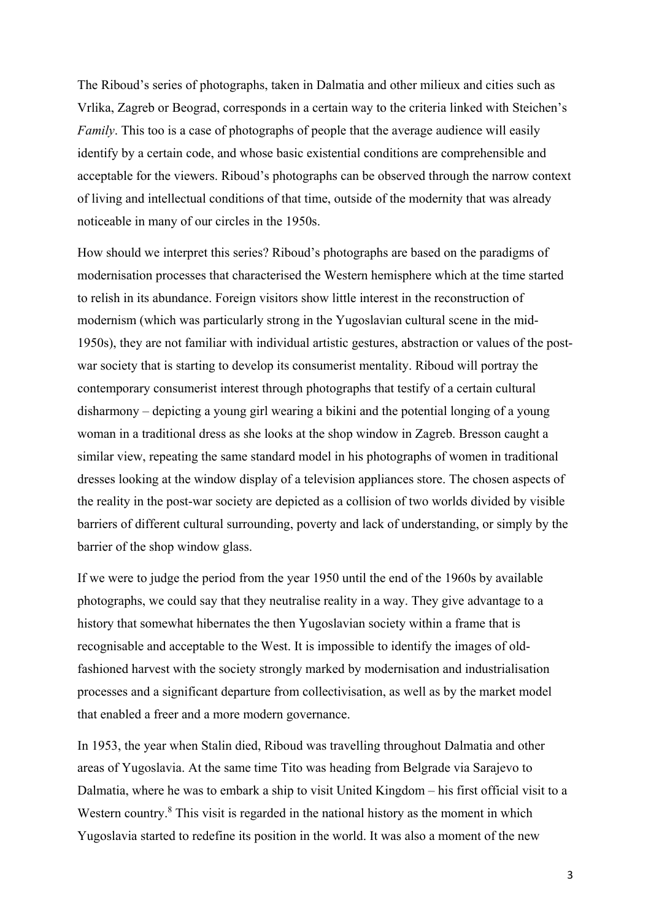The Riboud's series of photographs, taken in Dalmatia and other milieux and cities such as Vrlika, Zagreb or Beograd, corresponds in a certain way to the criteria linked with Steichen's *Family*. This too is a case of photographs of people that the average audience will easily identify by a certain code, and whose basic existential conditions are comprehensible and acceptable for the viewers. Riboud's photographs can be observed through the narrow context of living and intellectual conditions of that time, outside of the modernity that was already noticeable in many of our circles in the 1950s.

How should we interpret this series? Riboud's photographs are based on the paradigms of modernisation processes that characterised the Western hemisphere which at the time started to relish in its abundance. Foreign visitors show little interest in the reconstruction of modernism (which was particularly strong in the Yugoslavian cultural scene in the mid-1950s), they are not familiar with individual artistic gestures, abstraction or values of the post-war society that is starting to develop its consumerist mentality. Riboud will portray the contemporary consumerist interest through photographs that testify of a certain cultural disharmony – depicting a young girl wearing a bikini and the potential longing of a young woman in a traditional dress as she looks at the shop window in Zagreb. Bresson caught a similar view, repeating the same standard model in his photographs of women in traditional dresses looking at the window display of a television appliances store. The chosen aspects of the reality in the post-war society are depicted as a collision of two worlds divided by visible barriers of different cultural surrounding, poverty and lack of understanding, or simply by the barrier of the shop window glass.

If we were to judge the period from the year 1950 until the end of the 1960s by available photographs, we could say that they neutralise reality in a way. They give advantage to a history that somewhat hibernates the then Yugoslavian society within a frame that is recognisable and acceptable to the West. It is impossible to identify the images of old-fashioned harvest with the society strongly marked by modernisation and industrialisation processes and a significant departure from collectivisation, as well as by the market model that enabled a freer and a more modern governance.

In 1953, the year when Stalin died, Riboud was travelling throughout Dalmatia and other areas of Yugoslavia. At the same time Tito was heading from Belgrade via Sarajevo to Dalmatia, where he was to embark a ship to visit United Kingdom – his first official visit to a Western country.[8] This visit is regarded in the national history as the moment in which Yugoslavia started to redefine its position in the world. It was also a moment of the new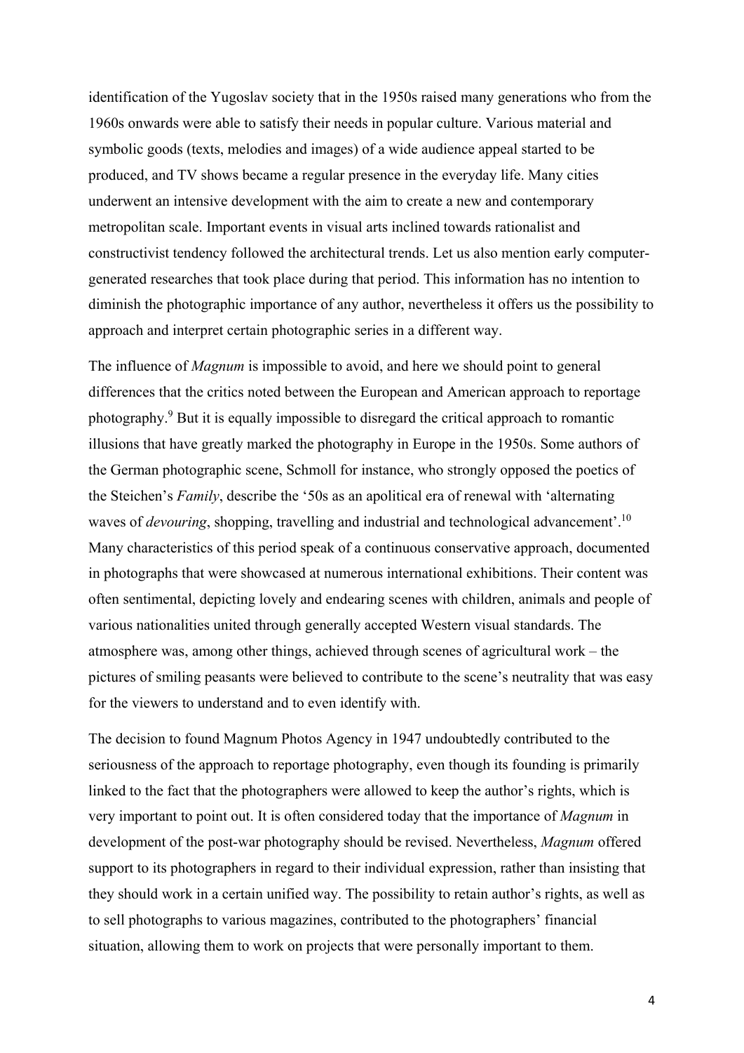identification of the Yugoslav society that in the 1950s raised many generations who from the 1960s onwards were able to satisfy their needs in popular culture. Various material and symbolic goods (texts, melodies and images) of a wide audience appeal started to be produced, and TV shows became a regular presence in the everyday life. Many cities underwent an intensive development with the aim to create a new and contemporary metropolitan scale. Important events in visual arts inclined towards rationalist and constructivist tendency followed the architectural trends. Let us also mention early computer-generated researches that took place during that period. This information has no intention to diminish the photographic importance of any author, nevertheless it offers us the possibility to approach and interpret certain photographic series in a different way.

The influence of *Magnum* is impossible to avoid, and here we should point to general differences that the critics noted between the European and American approach to reportage photography.[9] But it is equally impossible to disregard the critical approach to romantic illusions that have greatly marked the photography in Europe in the 1950s. Some authors of the German photographic scene, Schmoll for instance, who strongly opposed the poetics of the Steichen's *Family*, describe the '50s as an apolitical era of renewal with 'alternating waves of *devouring*, shopping, travelling and industrial and technological advancement'.[10] Many characteristics of this period speak of a continuous conservative approach, documented in photographs that were showcased at numerous international exhibitions. Their content was often sentimental, depicting lovely and endearing scenes with children, animals and people of various nationalities united through generally accepted Western visual standards. The atmosphere was, among other things, achieved through scenes of agricultural work – the pictures of smiling peasants were believed to contribute to the scene's neutrality that was easy for the viewers to understand and to even identify with.

The decision to found Magnum Photos Agency in 1947 undoubtedly contributed to the seriousness of the approach to reportage photography, even though its founding is primarily linked to the fact that the photographers were allowed to keep the author's rights, which is very important to point out. It is often considered today that the importance of *Magnum* in development of the post-war photography should be revised. Nevertheless, *Magnum* offered support to its photographers in regard to their individual expression, rather than insisting that they should work in a certain unified way. The possibility to retain author's rights, as well as to sell photographs to various magazines, contributed to the photographers' financial situation, allowing them to work on projects that were personally important to them.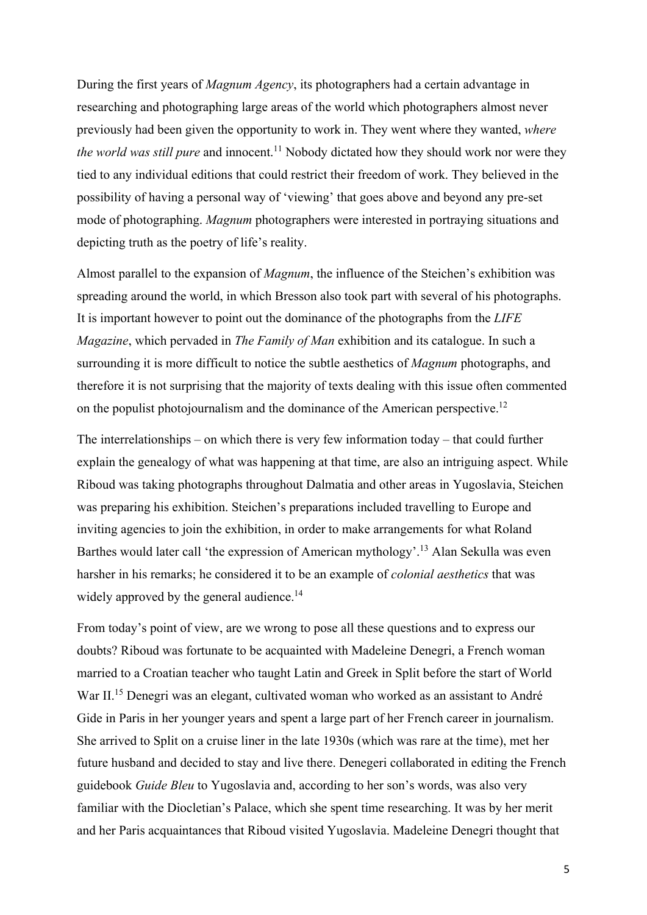During the first years of *Magnum Agency*, its photographers had a certain advantage in researching and photographing large areas of the world which photographers almost never previously had been given the opportunity to work in. They went where they wanted, *where the world was still pure* and innocent.[11] Nobody dictated how they should work nor were they tied to any individual editions that could restrict their freedom of work. They believed in the possibility of having a personal way of 'viewing' that goes above and beyond any pre-set mode of photographing. *Magnum* photographers were interested in portraying situations and depicting truth as the poetry of life's reality.

Almost parallel to the expansion of *Magnum*, the influence of the Steichen's exhibition was spreading around the world, in which Bresson also took part with several of his photographs. It is important however to point out the dominance of the photographs from the *LIFE Magazine*, which pervaded in *The Family of Man* exhibition and its catalogue. In such a surrounding it is more difficult to notice the subtle aesthetics of *Magnum* photographs, and therefore it is not surprising that the majority of texts dealing with this issue often commented on the populist photojournalism and the dominance of the American perspective.[12]

The interrelationships – on which there is very few information today – that could further explain the genealogy of what was happening at that time, are also an intriguing aspect. While Riboud was taking photographs throughout Dalmatia and other areas in Yugoslavia, Steichen was preparing his exhibition. Steichen's preparations included travelling to Europe and inviting agencies to join the exhibition, in order to make arrangements for what Roland Barthes would later call 'the expression of American mythology'.[13] Alan Sekulla was even harsher in his remarks; he considered it to be an example of *colonial aesthetics* that was widely approved by the general audience.[14]

From today's point of view, are we wrong to pose all these questions and to express our doubts? Riboud was fortunate to be acquainted with Madeleine Denegri, a French woman married to a Croatian teacher who taught Latin and Greek in Split before the start of World War II.[15] Denegri was an elegant, cultivated woman who worked as an assistant to André Gide in Paris in her younger years and spent a large part of her French career in journalism. She arrived to Split on a cruise liner in the late 1930s (which was rare at the time), met her future husband and decided to stay and live there. Denegeri collaborated in editing the French guidebook *Guide Bleu* to Yugoslavia and, according to her son's words, was also very familiar with the Diocletian's Palace, which she spent time researching. It was by her merit and her Paris acquaintances that Riboud visited Yugoslavia. Madeleine Denegri thought that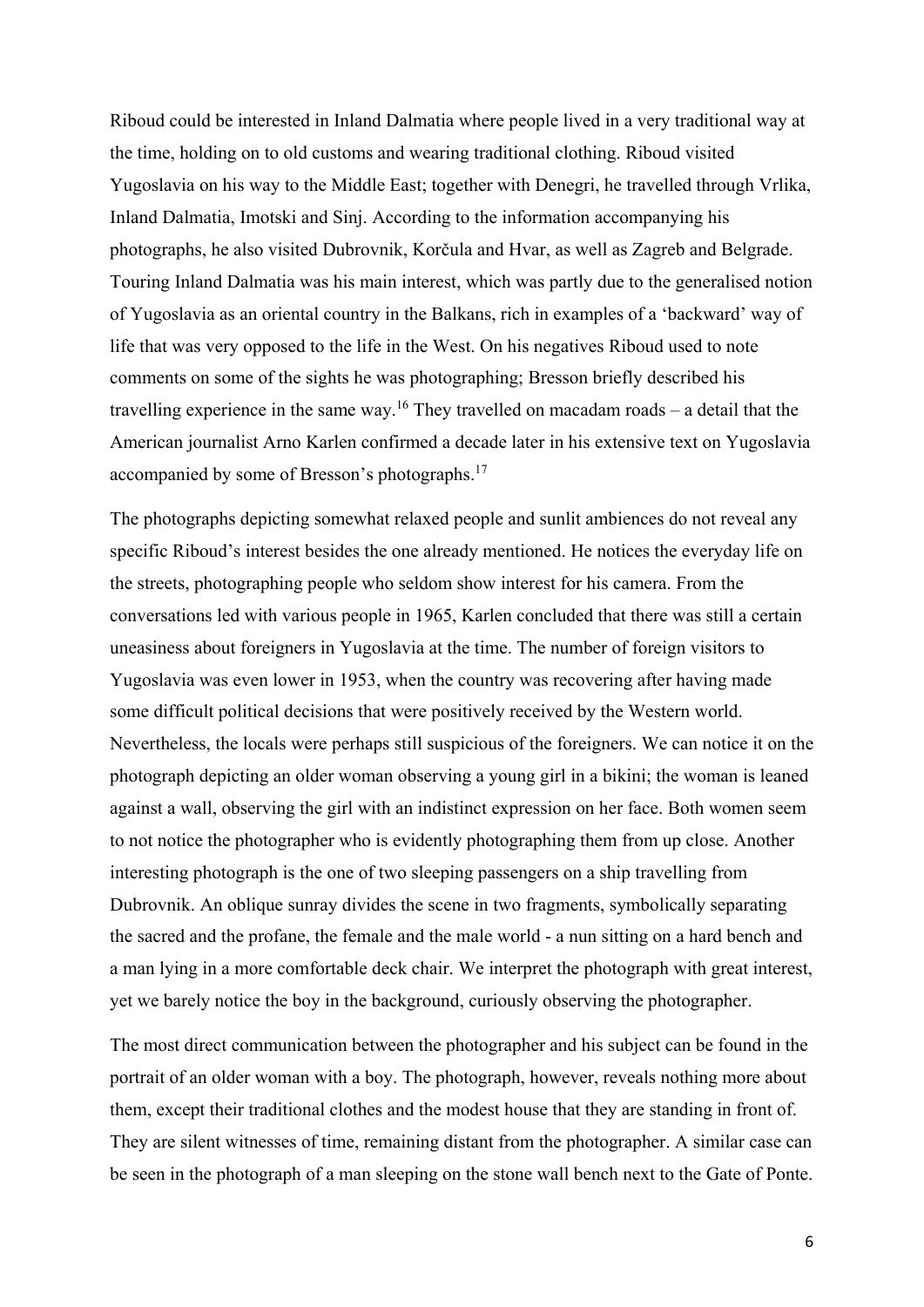Riboud could be interested in Inland Dalmatia where people lived in a very traditional way at the time, holding on to old customs and wearing traditional clothing. Riboud visited Yugoslavia on his way to the Middle East; together with Denegri, he travelled through Vrlika, Inland Dalmatia, Imotski and Sinj. According to the information accompanying his photographs, he also visited Dubrovnik, Korčula and Hvar, as well as Zagreb and Belgrade. Touring Inland Dalmatia was his main interest, which was partly due to the generalised notion of Yugoslavia as an oriental country in the Balkans, rich in examples of a 'backward' way of life that was very opposed to the life in the West. On his negatives Riboud used to note comments on some of the sights he was photographing; Bresson briefly described his travelling experience in the same way.[16] They travelled on macadam roads – a detail that the American journalist Arno Karlen confirmed a decade later in his extensive text on Yugoslavia accompanied by some of Bresson's photographs.[17]

The photographs depicting somewhat relaxed people and sunlit ambiences do not reveal any specific Riboud's interest besides the one already mentioned. He notices the everyday life on the streets, photographing people who seldom show interest for his camera. From the conversations led with various people in 1965, Karlen concluded that there was still a certain uneasiness about foreigners in Yugoslavia at the time. The number of foreign visitors to Yugoslavia was even lower in 1953, when the country was recovering after having made some difficult political decisions that were positively received by the Western world. Nevertheless, the locals were perhaps still suspicious of the foreigners. We can notice it on the photograph depicting an older woman observing a young girl in a bikini; the woman is leaned against a wall, observing the girl with an indistinct expression on her face. Both women seem to not notice the photographer who is evidently photographing them from up close. Another interesting photograph is the one of two sleeping passengers on a ship travelling from Dubrovnik. An oblique sunray divides the scene in two fragments, symbolically separating the sacred and the profane, the female and the male world - a nun sitting on a hard bench and a man lying in a more comfortable deck chair. We interpret the photograph with great interest, yet we barely notice the boy in the background, curiously observing the photographer.

The most direct communication between the photographer and his subject can be found in the portrait of an older woman with a boy. The photograph, however, reveals nothing more about them, except their traditional clothes and the modest house that they are standing in front of. They are silent witnesses of time, remaining distant from the photographer. A similar case can be seen in the photograph of a man sleeping on the stone wall bench next to the Gate of Ponte.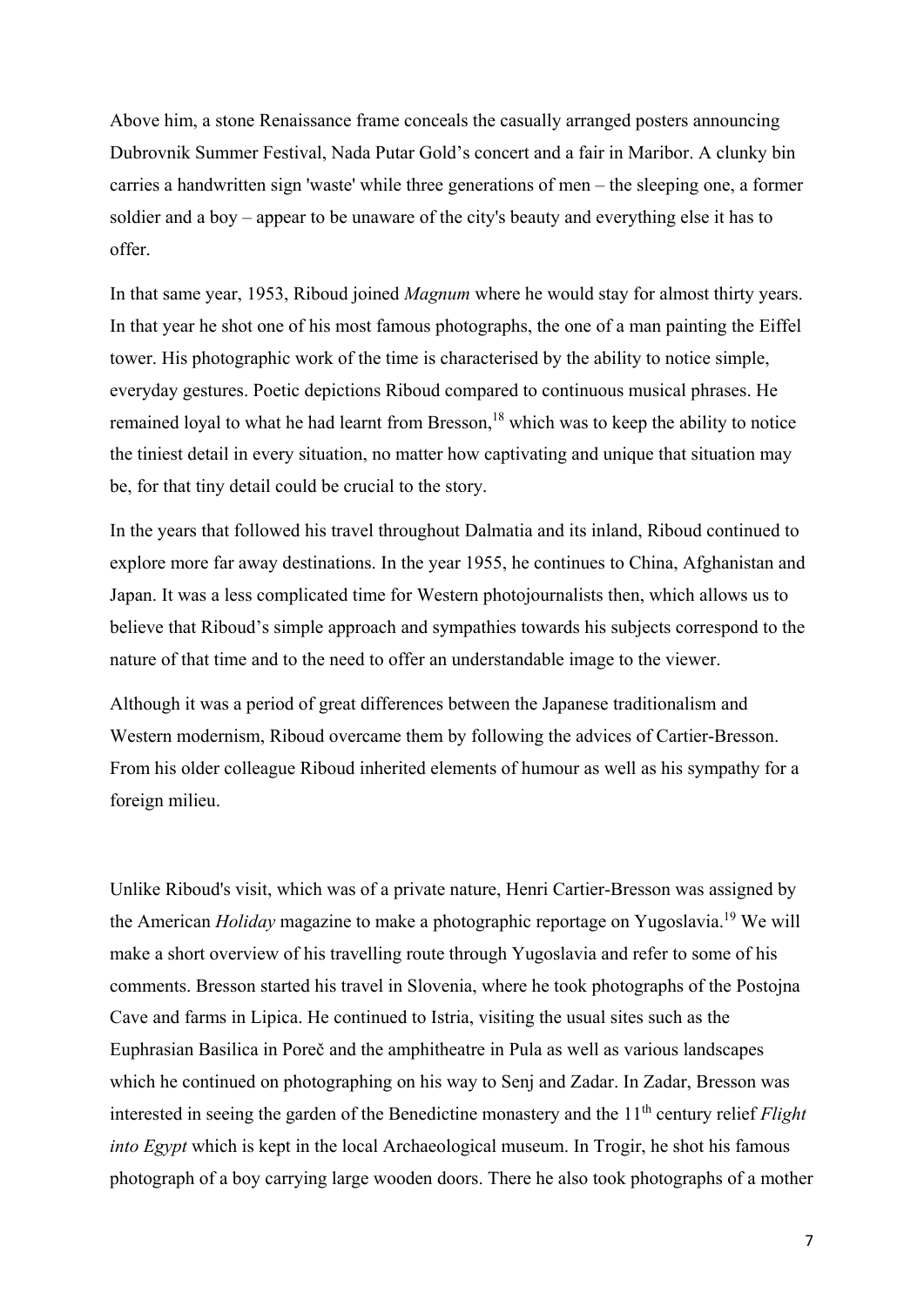Above him, a stone Renaissance frame conceals the casually arranged posters announcing Dubrovnik Summer Festival, Nada Putar Gold's concert and a fair in Maribor. A clunky bin carries a handwritten sign 'waste' while three generations of men – the sleeping one, a former soldier and a boy – appear to be unaware of the city's beauty and everything else it has to offer.

In that same year, 1953, Riboud joined *Magnum* where he would stay for almost thirty years. In that year he shot one of his most famous photographs, the one of a man painting the Eiffel tower. His photographic work of the time is characterised by the ability to notice simple, everyday gestures. Poetic depictions Riboud compared to continuous musical phrases. He remained loyal to what he had learnt from Bresson,[18] which was to keep the ability to notice the tiniest detail in every situation, no matter how captivating and unique that situation may be, for that tiny detail could be crucial to the story.

In the years that followed his travel throughout Dalmatia and its inland, Riboud continued to explore more far away destinations. In the year 1955, he continues to China, Afghanistan and Japan. It was a less complicated time for Western photojournalists then, which allows us to believe that Riboud's simple approach and sympathies towards his subjects correspond to the nature of that time and to the need to offer an understandable image to the viewer.

Although it was a period of great differences between the Japanese traditionalism and Western modernism, Riboud overcame them by following the advices of Cartier-Bresson. From his older colleague Riboud inherited elements of humour as well as his sympathy for a foreign milieu.

Unlike Riboud's visit, which was of a private nature, Henri Cartier-Bresson was assigned by the American *Holiday* magazine to make a photographic reportage on Yugoslavia.[19] We will make a short overview of his travelling route through Yugoslavia and refer to some of his comments. Bresson started his travel in Slovenia, where he took photographs of the Postojna Cave and farms in Lipica. He continued to Istria, visiting the usual sites such as the Euphrasian Basilica in Poreč and the amphitheatre in Pula as well as various landscapes which he continued on photographing on his way to Senj and Zadar. In Zadar, Bresson was interested in seeing the garden of the Benedictine monastery and the 11th century relief *Flight into Egypt* which is kept in the local Archaeological museum. In Trogir, he shot his famous photograph of a boy carrying large wooden doors. There he also took photographs of a mother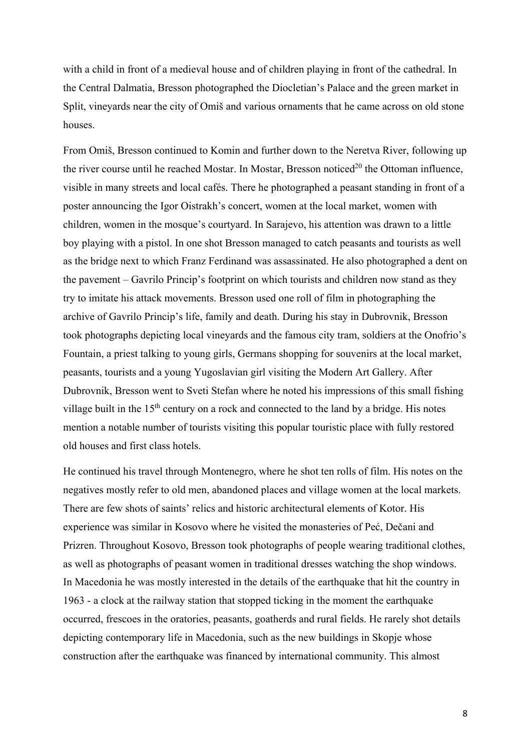with a child in front of a medieval house and of children playing in front of the cathedral. In the Central Dalmatia, Bresson photographed the Diocletian's Palace and the green market in Split, vineyards near the city of Omiš and various ornaments that he came across on old stone houses.

From Omiš, Bresson continued to Komin and further down to the Neretva River, following up the river course until he reached Mostar. In Mostar, Bresson noticed[20] the Ottoman influence, visible in many streets and local cafés. There he photographed a peasant standing in front of a poster announcing the Igor Oistrakh's concert, women at the local market, women with children, women in the mosque's courtyard. In Sarajevo, his attention was drawn to a little boy playing with a pistol. In one shot Bresson managed to catch peasants and tourists as well as the bridge next to which Franz Ferdinand was assassinated. He also photographed a dent on the pavement – Gavrilo Princip's footprint on which tourists and children now stand as they try to imitate his attack movements. Bresson used one roll of film in photographing the archive of Gavrilo Princip's life, family and death. During his stay in Dubrovnik, Bresson took photographs depicting local vineyards and the famous city tram, soldiers at the Onofrio's Fountain, a priest talking to young girls, Germans shopping for souvenirs at the local market, peasants, tourists and a young Yugoslavian girl visiting the Modern Art Gallery. After Dubrovnik, Bresson went to Sveti Stefan where he noted his impressions of this small fishing village built in the 15th century on a rock and connected to the land by a bridge. His notes mention a notable number of tourists visiting this popular touristic place with fully restored old houses and first class hotels.

He continued his travel through Montenegro, where he shot ten rolls of film. His notes on the negatives mostly refer to old men, abandoned places and village women at the local markets. There are few shots of saints' relics and historic architectural elements of Kotor. His experience was similar in Kosovo where he visited the monasteries of Peć, Dečani and Prizren. Throughout Kosovo, Bresson took photographs of people wearing traditional clothes, as well as photographs of peasant women in traditional dresses watching the shop windows. In Macedonia he was mostly interested in the details of the earthquake that hit the country in 1963 - a clock at the railway station that stopped ticking in the moment the earthquake occurred, frescoes in the oratories, peasants, goatherds and rural fields. He rarely shot details depicting contemporary life in Macedonia, such as the new buildings in Skopje whose construction after the earthquake was financed by international community. This almost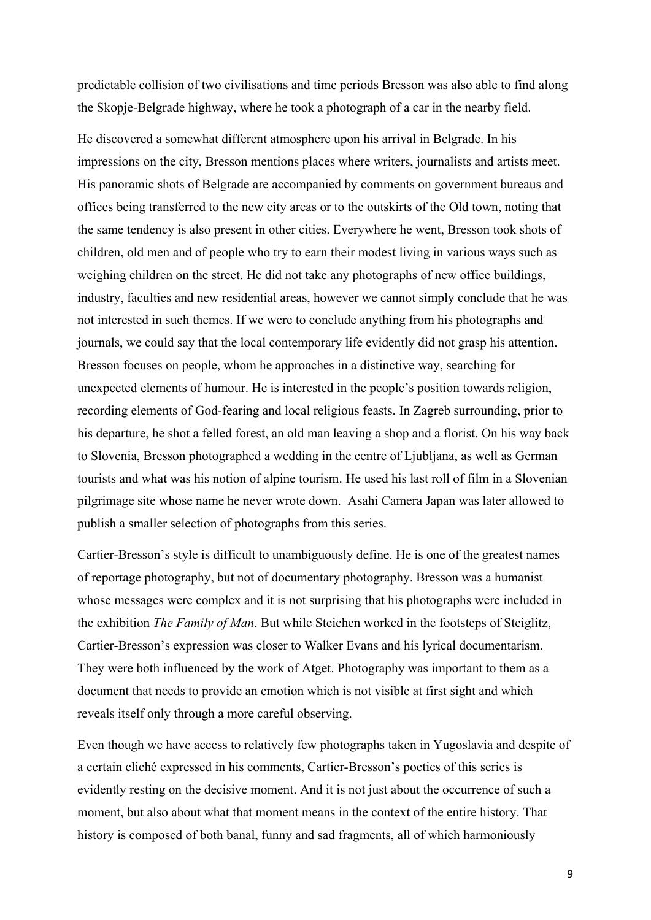predictable collision of two civilisations and time periods Bresson was also able to find along the Skopje-Belgrade highway, where he took a photograph of a car in the nearby field.

He discovered a somewhat different atmosphere upon his arrival in Belgrade. In his impressions on the city, Bresson mentions places where writers, journalists and artists meet. His panoramic shots of Belgrade are accompanied by comments on government bureaus and offices being transferred to the new city areas or to the outskirts of the Old town, noting that the same tendency is also present in other cities. Everywhere he went, Bresson took shots of children, old men and of people who try to earn their modest living in various ways such as weighing children on the street. He did not take any photographs of new office buildings, industry, faculties and new residential areas, however we cannot simply conclude that he was not interested in such themes. If we were to conclude anything from his photographs and journals, we could say that the local contemporary life evidently did not grasp his attention. Bresson focuses on people, whom he approaches in a distinctive way, searching for unexpected elements of humour. He is interested in the people's position towards religion, recording elements of God-fearing and local religious feasts. In Zagreb surrounding, prior to his departure, he shot a felled forest, an old man leaving a shop and a florist. On his way back to Slovenia, Bresson photographed a wedding in the centre of Ljubljana, as well as German tourists and what was his notion of alpine tourism. He used his last roll of film in a Slovenian pilgrimage site whose name he never wrote down. Asahi Camera Japan was later allowed to publish a smaller selection of photographs from this series.

Cartier-Bresson's style is difficult to unambiguously define. He is one of the greatest names of reportage photography, but not of documentary photography. Bresson was a humanist whose messages were complex and it is not surprising that his photographs were included in the exhibition *The Family of Man*. But while Steichen worked in the footsteps of Steiglitz, Cartier-Bresson's expression was closer to Walker Evans and his lyrical documentarism. They were both influenced by the work of Atget. Photography was important to them as a document that needs to provide an emotion which is not visible at first sight and which reveals itself only through a more careful observing.

Even though we have access to relatively few photographs taken in Yugoslavia and despite of a certain cliché expressed in his comments, Cartier-Bresson's poetics of this series is evidently resting on the decisive moment. And it is not just about the occurrence of such a moment, but also about what that moment means in the context of the entire history. That history is composed of both banal, funny and sad fragments, all of which harmoniously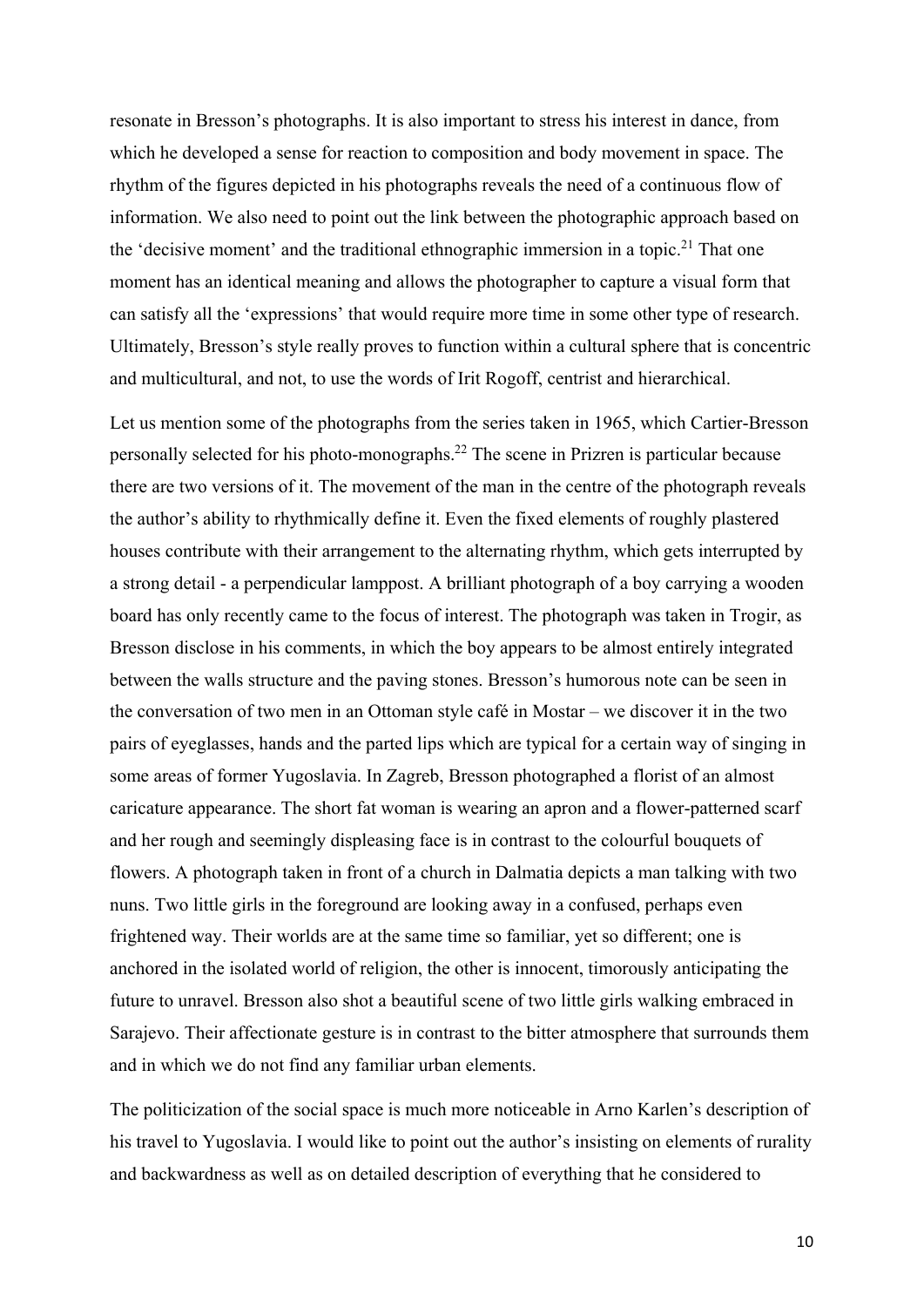resonate in Bresson's photographs. It is also important to stress his interest in dance, from which he developed a sense for reaction to composition and body movement in space. The rhythm of the figures depicted in his photographs reveals the need of a continuous flow of information. We also need to point out the link between the photographic approach based on the 'decisive moment' and the traditional ethnographic immersion in a topic.[21] That one moment has an identical meaning and allows the photographer to capture a visual form that can satisfy all the 'expressions' that would require more time in some other type of research. Ultimately, Bresson's style really proves to function within a cultural sphere that is concentric and multicultural, and not, to use the words of Irit Rogoff, centrist and hierarchical.

Let us mention some of the photographs from the series taken in 1965, which Cartier-Bresson personally selected for his photo-monographs.[22] The scene in Prizren is particular because there are two versions of it. The movement of the man in the centre of the photograph reveals the author's ability to rhythmically define it. Even the fixed elements of roughly plastered houses contribute with their arrangement to the alternating rhythm, which gets interrupted by a strong detail - a perpendicular lamppost. A brilliant photograph of a boy carrying a wooden board has only recently came to the focus of interest. The photograph was taken in Trogir, as Bresson disclose in his comments, in which the boy appears to be almost entirely integrated between the walls structure and the paving stones. Bresson's humorous note can be seen in the conversation of two men in an Ottoman style café in Mostar – we discover it in the two pairs of eyeglasses, hands and the parted lips which are typical for a certain way of singing in some areas of former Yugoslavia. In Zagreb, Bresson photographed a florist of an almost caricature appearance. The short fat woman is wearing an apron and a flower-patterned scarf and her rough and seemingly displeasing face is in contrast to the colourful bouquets of flowers. A photograph taken in front of a church in Dalmatia depicts a man talking with two nuns. Two little girls in the foreground are looking away in a confused, perhaps even frightened way. Their worlds are at the same time so familiar, yet so different; one is anchored in the isolated world of religion, the other is innocent, timorously anticipating the future to unravel. Bresson also shot a beautiful scene of two little girls walking embraced in Sarajevo. Their affectionate gesture is in contrast to the bitter atmosphere that surrounds them and in which we do not find any familiar urban elements.

The politicization of the social space is much more noticeable in Arno Karlen's description of his travel to Yugoslavia. I would like to point out the author's insisting on elements of rurality and backwardness as well as on detailed description of everything that he considered to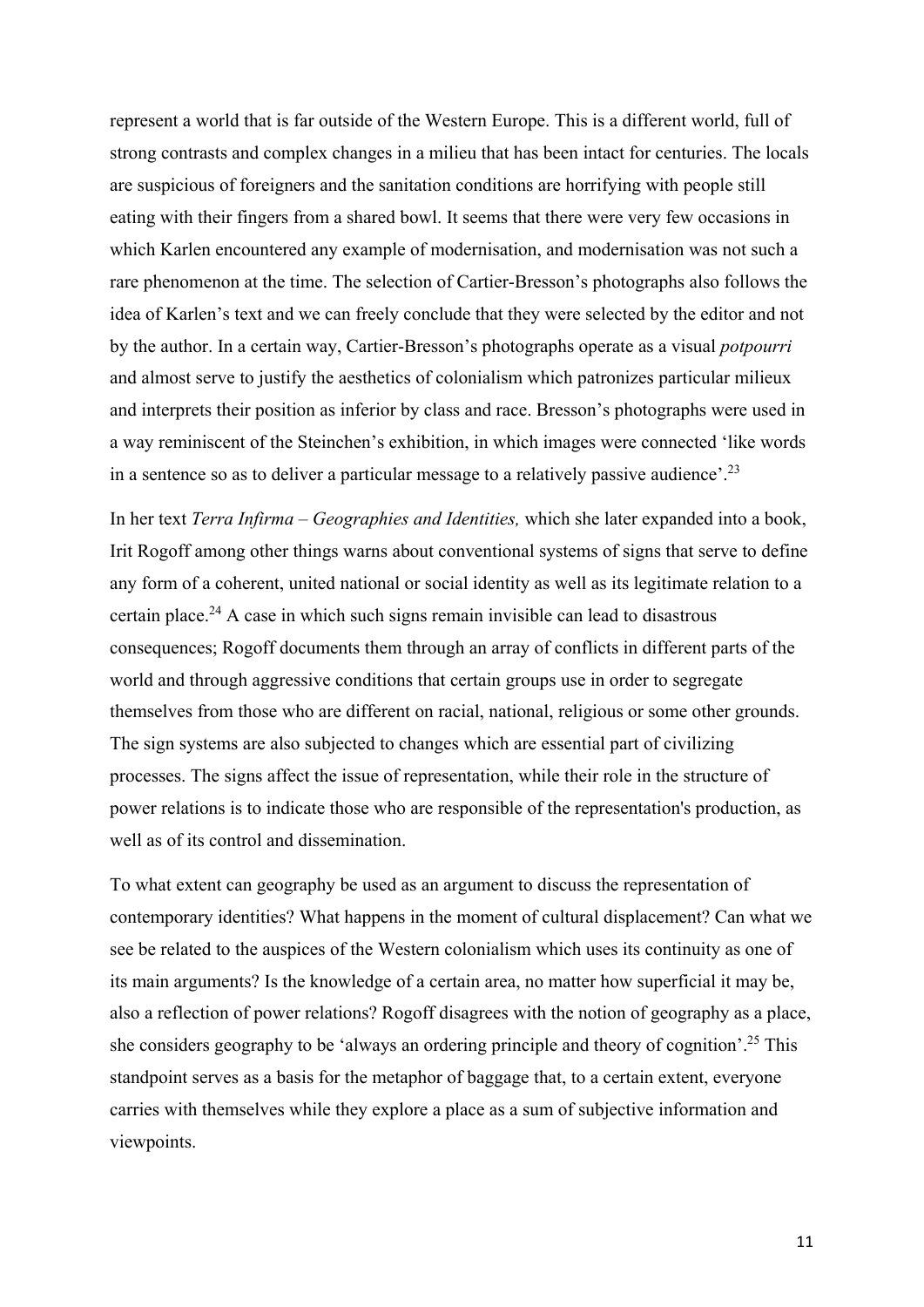represent a world that is far outside of the Western Europe. This is a different world, full of strong contrasts and complex changes in a milieu that has been intact for centuries. The locals are suspicious of foreigners and the sanitation conditions are horrifying with people still eating with their fingers from a shared bowl. It seems that there were very few occasions in which Karlen encountered any example of modernisation, and modernisation was not such a rare phenomenon at the time. The selection of Cartier-Bresson's photographs also follows the idea of Karlen's text and we can freely conclude that they were selected by the editor and not by the author. In a certain way, Cartier-Bresson's photographs operate as a visual *potpourri* and almost serve to justify the aesthetics of colonialism which patronizes particular milieux and interprets their position as inferior by class and race. Bresson's photographs were used in a way reminiscent of the Steinchen's exhibition, in which images were connected 'like words in a sentence so as to deliver a particular message to a relatively passive audience'.[23]

In her text *Terra Infirma – Geographies and Identities,* which she later expanded into a book, Irit Rogoff among other things warns about conventional systems of signs that serve to define any form of a coherent, united national or social identity as well as its legitimate relation to a certain place.[24] A case in which such signs remain invisible can lead to disastrous consequences; Rogoff documents them through an array of conflicts in different parts of the world and through aggressive conditions that certain groups use in order to segregate themselves from those who are different on racial, national, religious or some other grounds. The sign systems are also subjected to changes which are essential part of civilizing processes. The signs affect the issue of representation, while their role in the structure of power relations is to indicate those who are responsible of the representation's production, as well as of its control and dissemination.

To what extent can geography be used as an argument to discuss the representation of contemporary identities? What happens in the moment of cultural displacement? Can what we see be related to the auspices of the Western colonialism which uses its continuity as one of its main arguments? Is the knowledge of a certain area, no matter how superficial it may be, also a reflection of power relations? Rogoff disagrees with the notion of geography as a place, she considers geography to be 'always an ordering principle and theory of cognition'.[25] This standpoint serves as a basis for the metaphor of baggage that, to a certain extent, everyone carries with themselves while they explore a place as a sum of subjective information and viewpoints.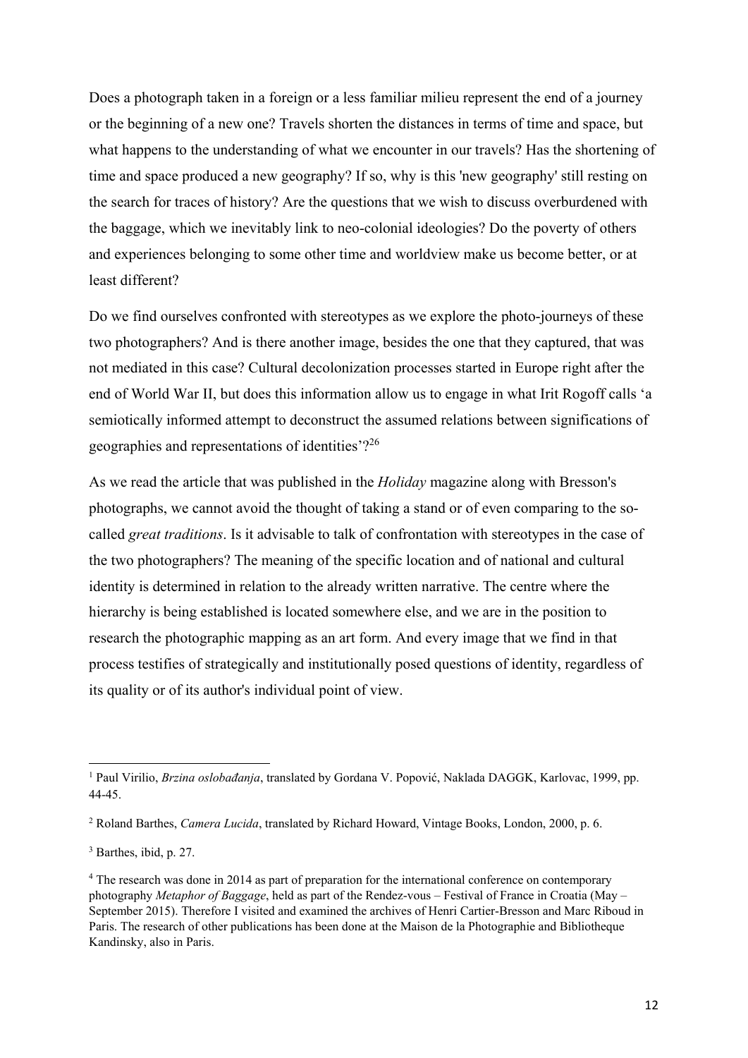Does a photograph taken in a foreign or a less familiar milieu represent the end of a journey or the beginning of a new one? Travels shorten the distances in terms of time and space, but what happens to the understanding of what we encounter in our travels? Has the shortening of time and space produced a new geography? If so, why is this 'new geography' still resting on the search for traces of history? Are the questions that we wish to discuss overburdened with the baggage, which we inevitably link to neo-colonial ideologies? Do the poverty of others and experiences belonging to some other time and worldview make us become better, or at least different?

Do we find ourselves confronted with stereotypes as we explore the photo-journeys of these two photographers? And is there another image, besides the one that they captured, that was not mediated in this case? Cultural decolonization processes started in Europe right after the end of World War II, but does this information allow us to engage in what Irit Rogoff calls 'a semiotically informed attempt to deconstruct the assumed relations between significations of geographies and representations of identities'?[26]

As we read the article that was published in the *Holiday* magazine along with Bresson's photographs, we cannot avoid the thought of taking a stand or of even comparing to the so-called *great traditions*. Is it advisable to talk of confrontation with stereotypes in the case of the two photographers? The meaning of the specific location and of national and cultural identity is determined in relation to the already written narrative. The centre where the hierarchy is being established is located somewhere else, and we are in the position to research the photographic mapping as an art form. And every image that we find in that process testifies of strategically and institutionally posed questions of identity, regardless of its quality or of its author's individual point of view.

---

[1] Paul Virilio, *Brzina oslobađanja*, translated by Gordana V. Popović, Naklada DAGGK, Karlovac, 1999, pp. 44-45.

[2] Roland Barthes, *Camera Lucida*, translated by Richard Howard, Vintage Books, London, 2000, p. 6.

[3] Barthes, ibid, p. 27.

[4] The research was done in 2014 as part of preparation for the international conference on contemporary photography *Metaphor of Baggage*, held as part of the Rendez-vous – Festival of France in Croatia (May – September 2015). Therefore I visited and examined the archives of Henri Cartier-Bresson and Marc Riboud in Paris. The research of other publications has been done at the Maison de la Photographie and Bibliotheque Kandinsky, also in Paris.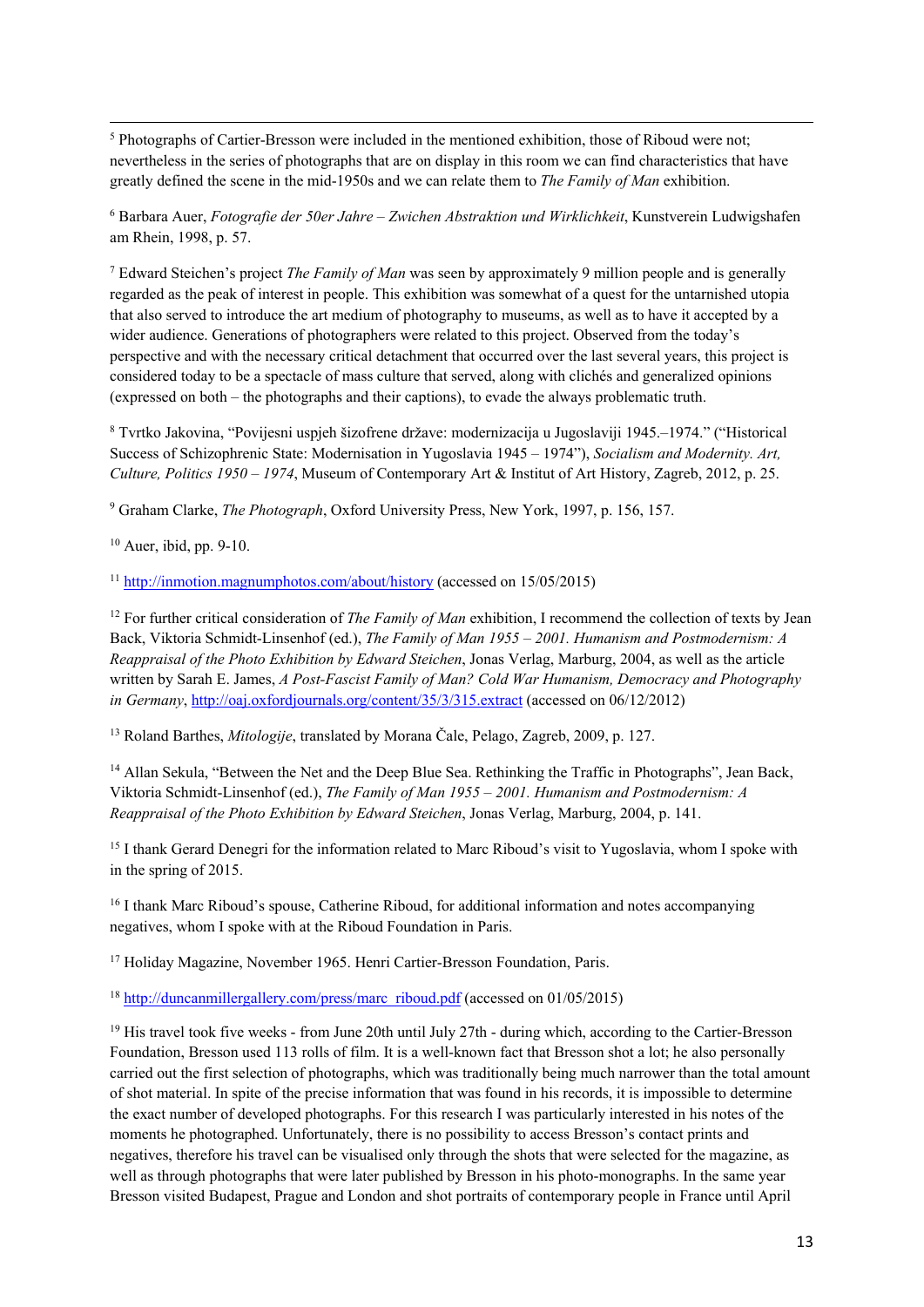[5] Photographs of Cartier-Bresson were included in the mentioned exhibition, those of Riboud were not; nevertheless in the series of photographs that are on display in this room we can find characteristics that have greatly defined the scene in the mid-1950s and we can relate them to *The Family of Man* exhibition.

[6] Barbara Auer, *Fotografie der 50er Jahre – Zwichen Abstraktion und Wirklichkeit*, Kunstverein Ludwigshafen am Rhein, 1998, p. 57.

[7] Edward Steichen's project *The Family of Man* was seen by approximately 9 million people and is generally regarded as the peak of interest in people. This exhibition was somewhat of a quest for the untarnished utopia that also served to introduce the art medium of photography to museums, as well as to have it accepted by a wider audience. Generations of photographers were related to this project. Observed from the today's perspective and with the necessary critical detachment that occurred over the last several years, this project is considered today to be a spectacle of mass culture that served, along with clichés and generalized opinions (expressed on both – the photographs and their captions), to evade the always problematic truth.

[8] Tvrtko Jakovina, "Povijesni uspjeh šizofrene države: modernizacija u Jugoslaviji 1945.–1974." ("Historical Success of Schizophrenic State: Modernisation in Yugoslavia 1945 – 1974"), *Socialism and Modernity. Art, Culture, Politics 1950 – 1974*, Museum of Contemporary Art & Institut of Art History, Zagreb, 2012, p. 25.

[9] Graham Clarke, *The Photograph*, Oxford University Press, New York, 1997, p. 156, 157.

[10] Auer, ibid, pp. 9-10.

[11] http://inmotion.magnumphotos.com/about/history (accessed on 15/05/2015)

[12] For further critical consideration of *The Family of Man* exhibition, I recommend the collection of texts by Jean Back, Viktoria Schmidt-Linsenhof (ed.), *The Family of Man 1955 – 2001. Humanism and Postmodernism: A Reappraisal of the Photo Exhibition by Edward Steichen*, Jonas Verlag, Marburg, 2004, as well as the article written by Sarah E. James, *A Post-Fascist Family of Man? Cold War Humanism, Democracy and Photography in Germany*, http://oaj.oxfordjournals.org/content/35/3/315.extract (accessed on 06/12/2012)

[13] Roland Barthes, *Mitologije*, translated by Morana Čale, Pelago, Zagreb, 2009, p. 127.

[14] Allan Sekula, "Between the Net and the Deep Blue Sea. Rethinking the Traffic in Photographs", Jean Back, Viktoria Schmidt-Linsenhof (ed.), *The Family of Man 1955 – 2001. Humanism and Postmodernism: A Reappraisal of the Photo Exhibition by Edward Steichen*, Jonas Verlag, Marburg, 2004, p. 141.

[15] I thank Gerard Denegri for the information related to Marc Riboud's visit to Yugoslavia, whom I spoke with in the spring of 2015.

[16] I thank Marc Riboud's spouse, Catherine Riboud, for additional information and notes accompanying negatives, whom I spoke with at the Riboud Foundation in Paris.

[17] Holiday Magazine, November 1965. Henri Cartier-Bresson Foundation, Paris.

[18] http://duncanmillergallery.com/press/marc_riboud.pdf (accessed on 01/05/2015)

[19] His travel took five weeks - from June 20th until July 27th - during which, according to the Cartier-Bresson Foundation, Bresson used 113 rolls of film. It is a well-known fact that Bresson shot a lot; he also personally carried out the first selection of photographs, which was traditionally being much narrower than the total amount of shot material. In spite of the precise information that was found in his records, it is impossible to determine the exact number of developed photographs. For this research I was particularly interested in his notes of the moments he photographed. Unfortunately, there is no possibility to access Bresson's contact prints and negatives, therefore his travel can be visualised only through the shots that were selected for the magazine, as well as through photographs that were later published by Bresson in his photo-monographs. In the same year Bresson visited Budapest, Prague and London and shot portraits of contemporary people in France until April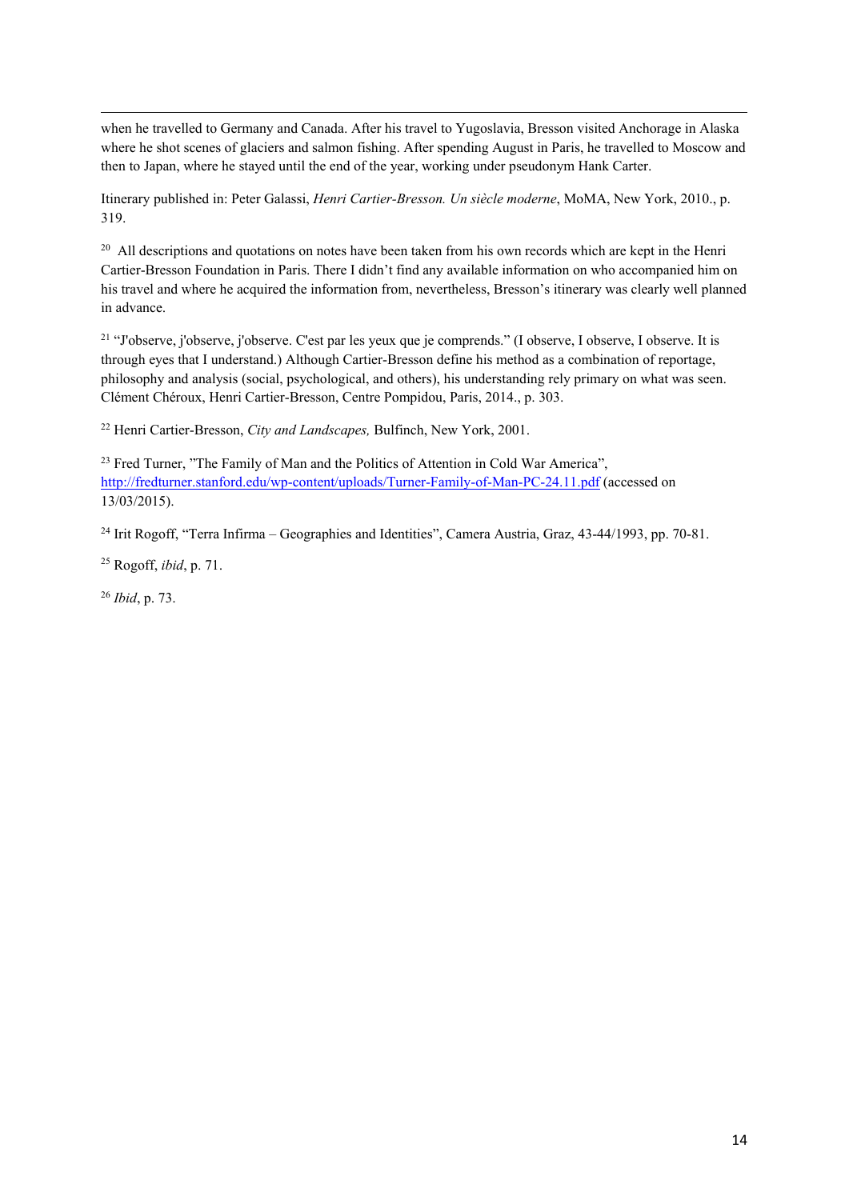when he travelled to Germany and Canada. After his travel to Yugoslavia, Bresson visited Anchorage in Alaska where he shot scenes of glaciers and salmon fishing. After spending August in Paris, he travelled to Moscow and then to Japan, where he stayed until the end of the year, working under pseudonym Hank Carter.

Itinerary published in: Peter Galassi, *Henri Cartier-Bresson. Un siècle moderne*, MoMA, New York, 2010., p. 319.

[20] All descriptions and quotations on notes have been taken from his own records which are kept in the Henri Cartier-Bresson Foundation in Paris. There I didn't find any available information on who accompanied him on his travel and where he acquired the information from, nevertheless, Bresson's itinerary was clearly well planned in advance.

[21] "J'observe, j'observe, j'observe. C'est par les yeux que je comprends." (I observe, I observe, I observe. It is through eyes that I understand.) Although Cartier-Bresson define his method as a combination of reportage, philosophy and analysis (social, psychological, and others), his understanding rely primary on what was seen. Clément Chéroux, Henri Cartier-Bresson, Centre Pompidou, Paris, 2014., p. 303.

[22] Henri Cartier-Bresson, *City and Landscapes,* Bulfinch, New York, 2001.

[23] Fred Turner, "The Family of Man and the Politics of Attention in Cold War America", http://fredturner.stanford.edu/wp-content/uploads/Turner-Family-of-Man-PC-24.11.pdf (accessed on 13/03/2015).

[24] Irit Rogoff, "Terra Infirma – Geographies and Identities", Camera Austria, Graz, 43-44/1993, pp. 70-81.

[25] Rogoff, *ibid*, p. 71.

[26] *Ibid*, p. 73.